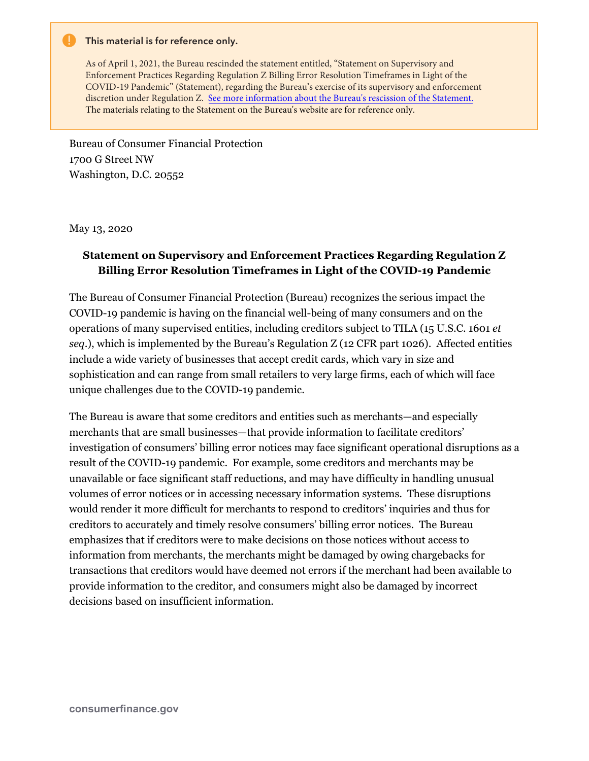**This material is for reference only.**

As of April 1, 2021, the Bureau rescinded the statement entitled, "Statement on Supervisory and Enforcement Practices Regarding Regulation Z Billing Error Resolution Timeframes in Light of the COVID-19 Pandemic" (Statement), regarding the Bureau's exercise of its supervisory and enforcement discretion under Regulation Z. See more information about the Bureau's rescission of the Statement. The materials relating to the Statement on the Bureau's website are for reference only.

Bureau of Consumer Financial Protection
1700 G Street NW
Washington, D.C. 20552

May 13, 2020

**Statement on Supervisory and Enforcement Practices Regarding Regulation Z Billing Error Resolution Timeframes in Light of the COVID-19 Pandemic**

The Bureau of Consumer Financial Protection (Bureau) recognizes the serious impact the COVID-19 pandemic is having on the financial well-being of many consumers and on the operations of many supervised entities, including creditors subject to TILA (15 U.S.C. 1601 *et seq.*), which is implemented by the Bureau's Regulation Z (12 CFR part 1026). Affected entities include a wide variety of businesses that accept credit cards, which vary in size and sophistication and can range from small retailers to very large firms, each of which will face unique challenges due to the COVID-19 pandemic.

The Bureau is aware that some creditors and entities such as merchants—and especially merchants that are small businesses—that provide information to facilitate creditors' investigation of consumers' billing error notices may face significant operational disruptions as a result of the COVID-19 pandemic. For example, some creditors and merchants may be unavailable or face significant staff reductions, and may have difficulty in handling unusual volumes of error notices or in accessing necessary information systems. These disruptions would render it more difficult for merchants to respond to creditors' inquiries and thus for creditors to accurately and timely resolve consumers' billing error notices. The Bureau emphasizes that if creditors were to make decisions on those notices without access to information from merchants, the merchants might be damaged by owing chargebacks for transactions that creditors would have deemed not errors if the merchant had been available to provide information to the creditor, and consumers might also be damaged by incorrect decisions based on insufficient information.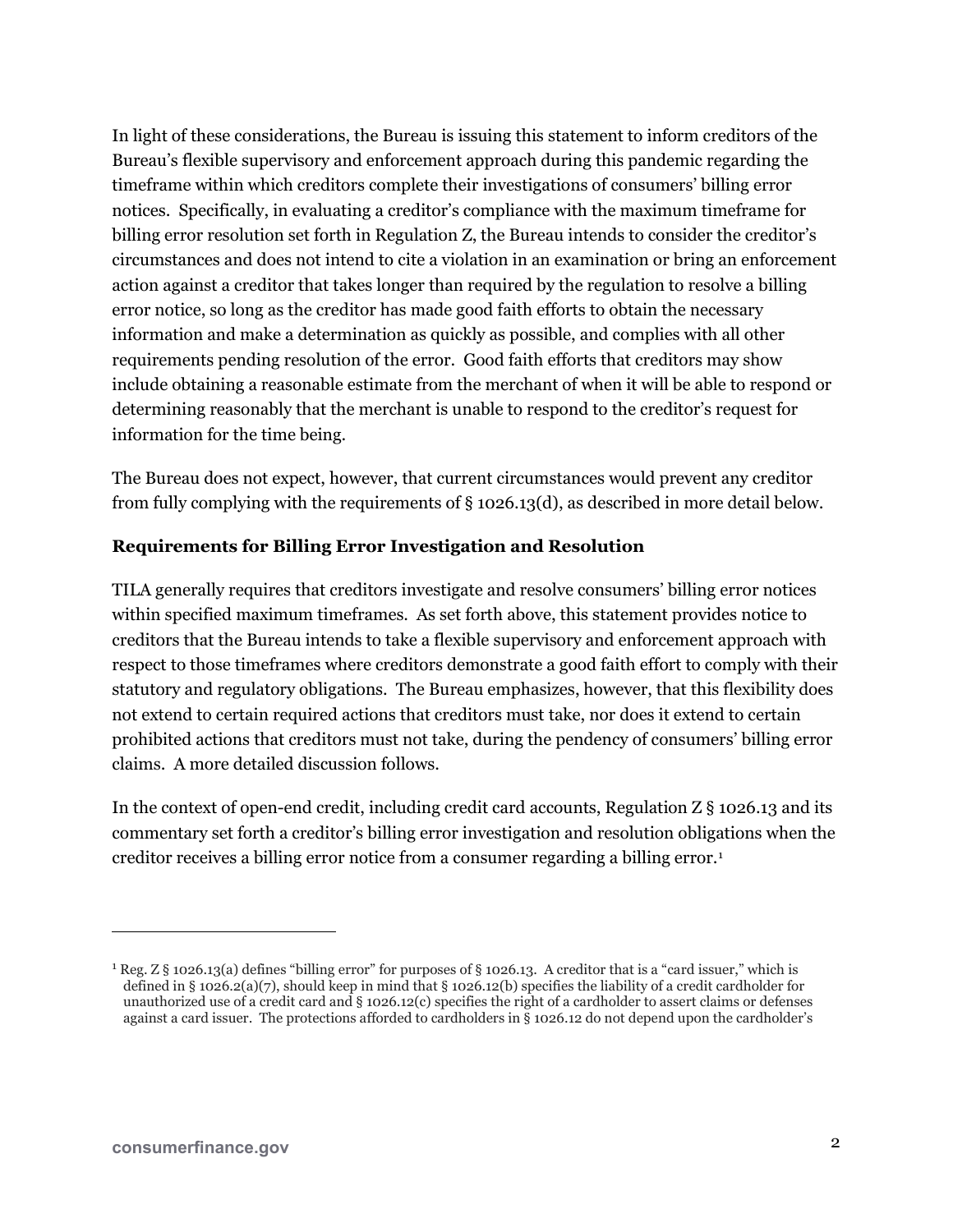In light of these considerations, the Bureau is issuing this statement to inform creditors of the Bureau's flexible supervisory and enforcement approach during this pandemic regarding the timeframe within which creditors complete their investigations of consumers' billing error notices. Specifically, in evaluating a creditor's compliance with the maximum timeframe for billing error resolution set forth in Regulation Z, the Bureau intends to consider the creditor's circumstances and does not intend to cite a violation in an examination or bring an enforcement action against a creditor that takes longer than required by the regulation to resolve a billing error notice, so long as the creditor has made good faith efforts to obtain the necessary information and make a determination as quickly as possible, and complies with all other requirements pending resolution of the error. Good faith efforts that creditors may show include obtaining a reasonable estimate from the merchant of when it will be able to respond or determining reasonably that the merchant is unable to respond to the creditor's request for information for the time being.

The Bureau does not expect, however, that current circumstances would prevent any creditor from fully complying with the requirements of § 1026.13(d), as described in more detail below.

### Requirements for Billing Error Investigation and Resolution

TILA generally requires that creditors investigate and resolve consumers' billing error notices within specified maximum timeframes. As set forth above, this statement provides notice to creditors that the Bureau intends to take a flexible supervisory and enforcement approach with respect to those timeframes where creditors demonstrate a good faith effort to comply with their statutory and regulatory obligations. The Bureau emphasizes, however, that this flexibility does not extend to certain required actions that creditors must take, nor does it extend to certain prohibited actions that creditors must not take, during the pendency of consumers' billing error claims. A more detailed discussion follows.

In the context of open-end credit, including credit card accounts, Regulation Z § 1026.13 and its commentary set forth a creditor's billing error investigation and resolution obligations when the creditor receives a billing error notice from a consumer regarding a billing error.[1]

---

[1] Reg. Z § 1026.13(a) defines "billing error" for purposes of § 1026.13. A creditor that is a "card issuer," which is defined in § 1026.2(a)(7), should keep in mind that § 1026.12(b) specifies the liability of a credit cardholder for unauthorized use of a credit card and § 1026.12(c) specifies the right of a cardholder to assert claims or defenses against a card issuer. The protections afforded to cardholders in § 1026.12 do not depend upon the cardholder's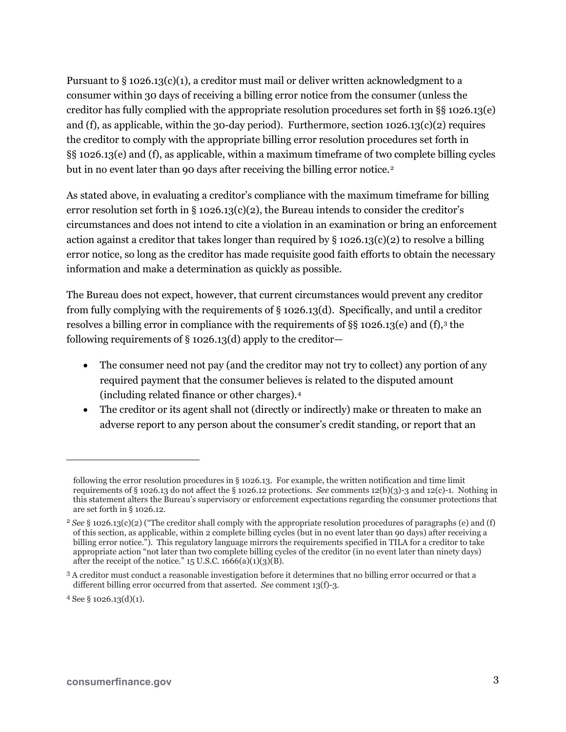Pursuant to § 1026.13(c)(1), a creditor must mail or deliver written acknowledgment to a consumer within 30 days of receiving a billing error notice from the consumer (unless the creditor has fully complied with the appropriate resolution procedures set forth in §§ 1026.13(e) and (f), as applicable, within the 30-day period). Furthermore, section 1026.13(c)(2) requires the creditor to comply with the appropriate billing error resolution procedures set forth in §§ 1026.13(e) and (f), as applicable, within a maximum timeframe of two complete billing cycles but in no event later than 90 days after receiving the billing error notice.[2]

As stated above, in evaluating a creditor's compliance with the maximum timeframe for billing error resolution set forth in § 1026.13(c)(2), the Bureau intends to consider the creditor's circumstances and does not intend to cite a violation in an examination or bring an enforcement action against a creditor that takes longer than required by § 1026.13(c)(2) to resolve a billing error notice, so long as the creditor has made requisite good faith efforts to obtain the necessary information and make a determination as quickly as possible.

The Bureau does not expect, however, that current circumstances would prevent any creditor from fully complying with the requirements of § 1026.13(d). Specifically, and until a creditor resolves a billing error in compliance with the requirements of §§ 1026.13(e) and (f),[3] the following requirements of § 1026.13(d) apply to the creditor—

- The consumer need not pay (and the creditor may not try to collect) any portion of any required payment that the consumer believes is related to the disputed amount (including related finance or other charges).[4]
- The creditor or its agent shall not (directly or indirectly) make or threaten to make an adverse report to any person about the consumer's credit standing, or report that an

---

following the error resolution procedures in § 1026.13. For example, the written notification and time limit requirements of § 1026.13 do not affect the § 1026.12 protections. *See* comments 12(b)(3)-3 and 12(c)-1. Nothing in this statement alters the Bureau's supervisory or enforcement expectations regarding the consumer protections that are set forth in § 1026.12.

[2] *See* § 1026.13(c)(2) ("The creditor shall comply with the appropriate resolution procedures of paragraphs (e) and (f) of this section, as applicable, within 2 complete billing cycles (but in no event later than 90 days) after receiving a billing error notice."). This regulatory language mirrors the requirements specified in TILA for a creditor to take appropriate action "not later than two complete billing cycles of the creditor (in no event later than ninety days) after the receipt of the notice." 15 U.S.C. 1666(a)(1)(3)(B).

[3] A creditor must conduct a reasonable investigation before it determines that no billing error occurred or that a different billing error occurred from that asserted. *See* comment 13(f)-3.

[4] See § 1026.13(d)(1).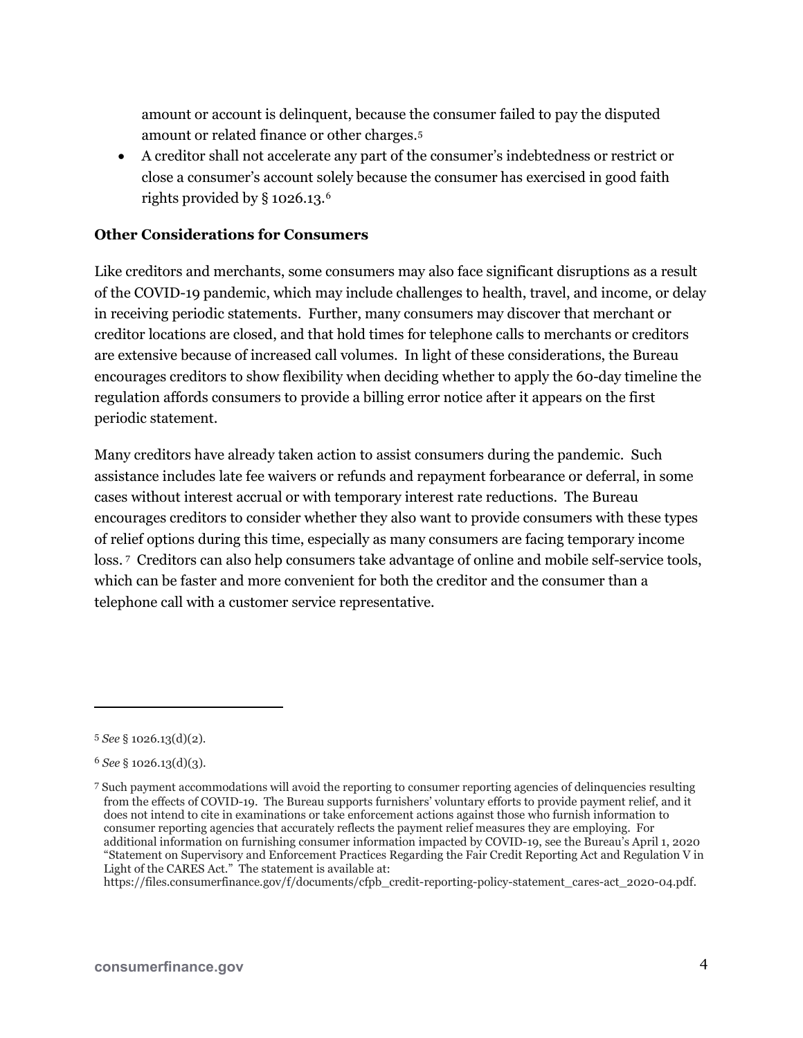amount or account is delinquent, because the consumer failed to pay the disputed amount or related finance or other charges.[5]

- A creditor shall not accelerate any part of the consumer's indebtedness or restrict or close a consumer's account solely because the consumer has exercised in good faith rights provided by § 1026.13.[6]

**Other Considerations for Consumers**

Like creditors and merchants, some consumers may also face significant disruptions as a result of the COVID-19 pandemic, which may include challenges to health, travel, and income, or delay in receiving periodic statements. Further, many consumers may discover that merchant or creditor locations are closed, and that hold times for telephone calls to merchants or creditors are extensive because of increased call volumes. In light of these considerations, the Bureau encourages creditors to show flexibility when deciding whether to apply the 60-day timeline the regulation affords consumers to provide a billing error notice after it appears on the first periodic statement.

Many creditors have already taken action to assist consumers during the pandemic. Such assistance includes late fee waivers or refunds and repayment forbearance or deferral, in some cases without interest accrual or with temporary interest rate reductions. The Bureau encourages creditors to consider whether they also want to provide consumers with these types of relief options during this time, especially as many consumers are facing temporary income loss.[7] Creditors can also help consumers take advantage of online and mobile self-service tools, which can be faster and more convenient for both the creditor and the consumer than a telephone call with a customer service representative.

---

[5] *See* § 1026.13(d)(2).

[6] *See* § 1026.13(d)(3).

[7] Such payment accommodations will avoid the reporting to consumer reporting agencies of delinquencies resulting from the effects of COVID-19. The Bureau supports furnishers' voluntary efforts to provide payment relief, and it does not intend to cite in examinations or take enforcement actions against those who furnish information to consumer reporting agencies that accurately reflects the payment relief measures they are employing. For additional information on furnishing consumer information impacted by COVID-19, see the Bureau's April 1, 2020 "Statement on Supervisory and Enforcement Practices Regarding the Fair Credit Reporting Act and Regulation V in Light of the CARES Act." The statement is available at: https://files.consumerfinance.gov/f/documents/cfpb_credit-reporting-policy-statement_cares-act_2020-04.pdf.